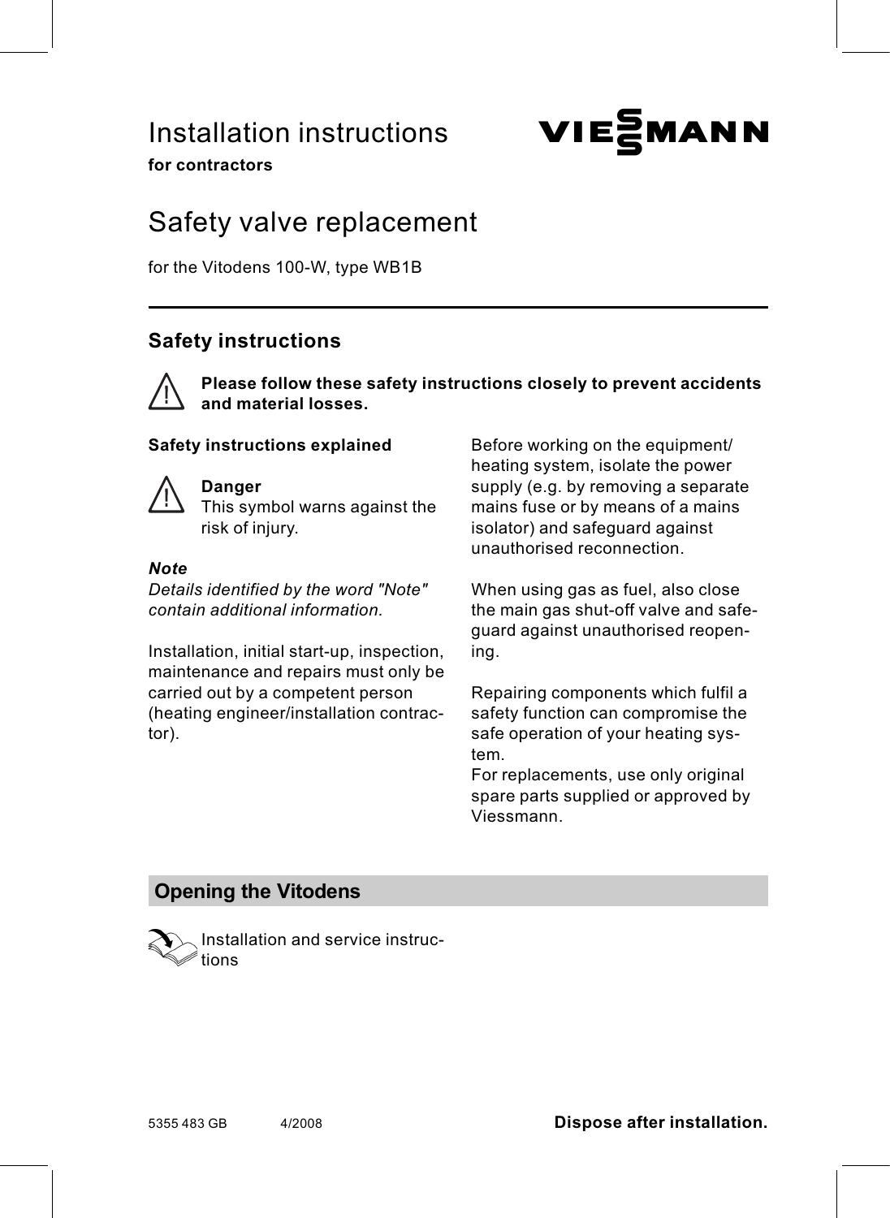# Installation instructions

**for contractors**

VIESMANN

# Safety valve replacement

for the Vitodens 100-W, type WB1B

## Safety instructions

⚠ **Please follow these safety instructions closely to prevent accidents and material losses.**

**Safety instructions explained**

⚠ **Danger**
This symbol warns against the risk of injury.

***Note***
*Details identified by the word "Note" contain additional information.*

Installation, initial start-up, inspection, maintenance and repairs must only be carried out by a competent person (heating engineer/installation contractor).

Before working on the equipment/heating system, isolate the power supply (e.g. by removing a separate mains fuse or by means of a mains isolator) and safeguard against unauthorised reconnection.

When using gas as fuel, also close the main gas shut-off valve and safeguard against unauthorised reopening.

Repairing components which fulfil a safety function can compromise the safe operation of your heating system.
For replacements, use only original spare parts supplied or approved by Viessmann.

## Opening the Vitodens

Installation and service instructions

5355 483 GB 4/2008 **Dispose after installation.**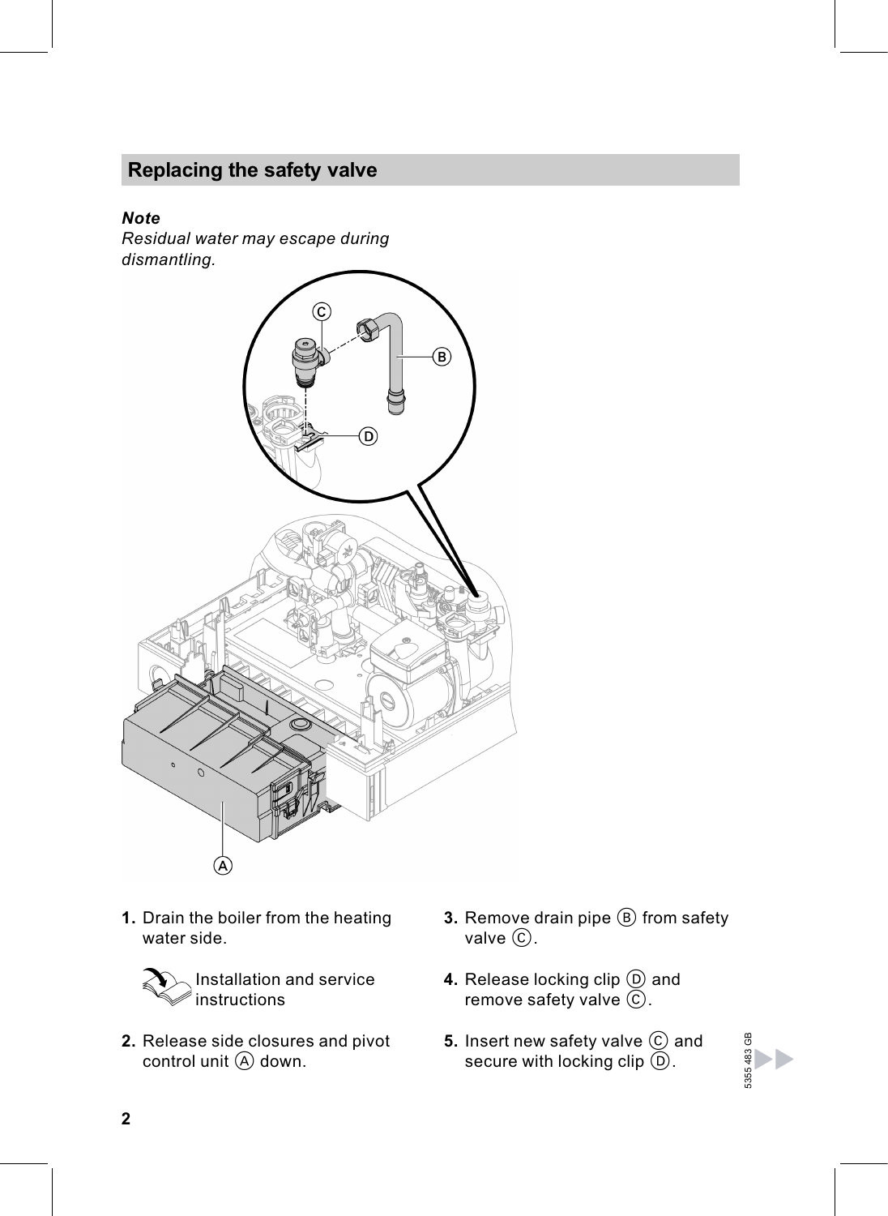## Replacing the safety valve

***Note***
*Residual water may escape during dismantling.*

1. Drain the boiler from the heating water side.

   Installation and service instructions

2. Release side closures and pivot control unit Ⓐ down.

3. Remove drain pipe Ⓑ from safety valve Ⓒ.

4. Release locking clip Ⓓ and remove safety valve Ⓒ.

5. Insert new safety valve Ⓒ and secure with locking clip Ⓓ.

5355 483 GB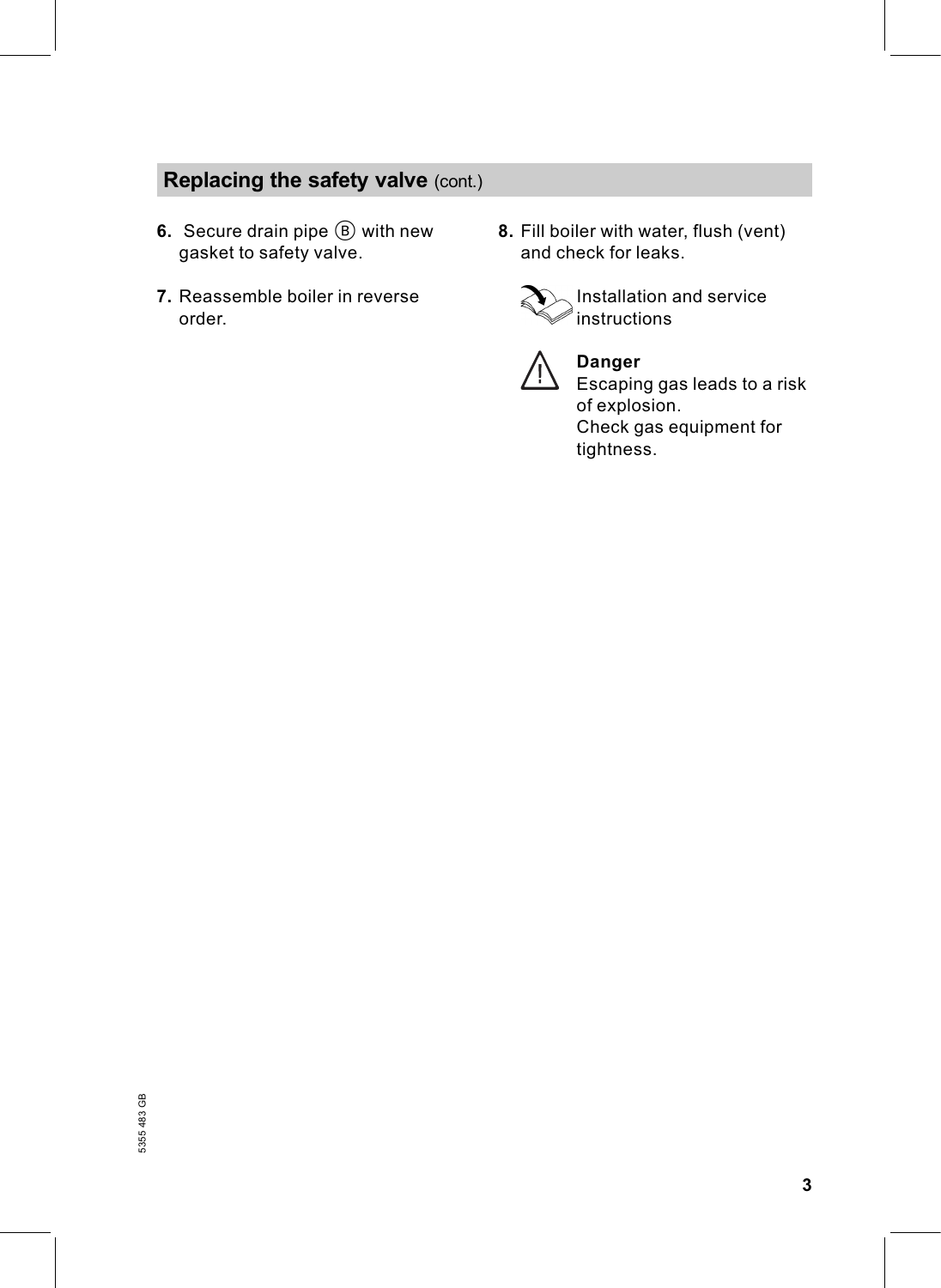## Replacing the safety valve (cont.)

6. Secure drain pipe Ⓑ with new gasket to safety valve.

7. Reassemble boiler in reverse order.

8. Fill boiler with water, flush (vent) and check for leaks.

   Installation and service instructions

   **Danger**
   Escaping gas leads to a risk of explosion.
   Check gas equipment for tightness.

5355 483 GB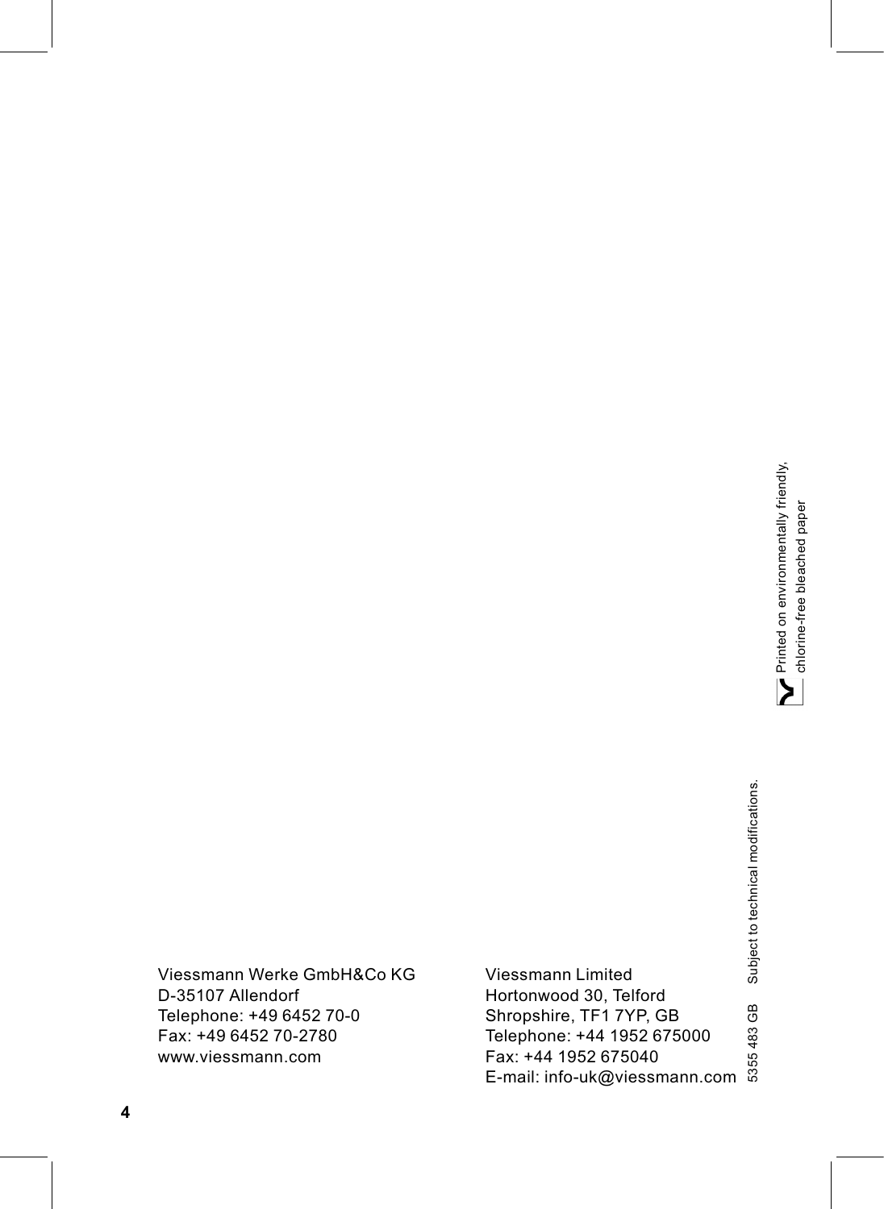Viessmann Werke GmbH&Co KG
D-35107 Allendorf
Telephone: +49 6452 70-0
Fax: +49 6452 70-2780
www.viessmann.com

Viessmann Limited
Hortonwood 30, Telford
Shropshire, TF1 7YP, GB
Telephone: +44 1952 675000
Fax: +44 1952 675040
E-mail: info-uk@viessmann.com

5355 483 GB Subject to technical modifications.

Printed on environmentally friendly, chlorine-free bleached paper